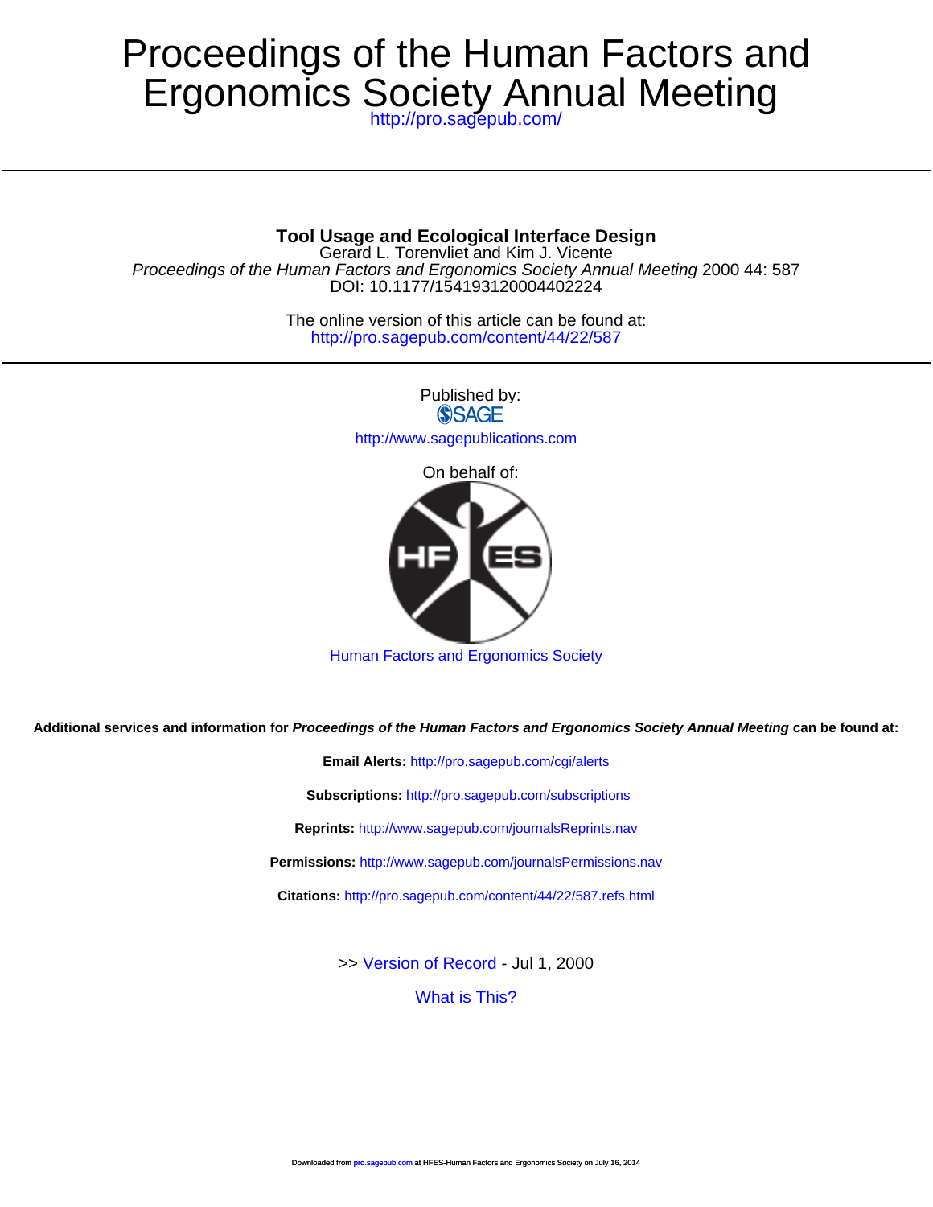# Proceedings of the Human Factors and Ergonomics Society Annual Meeting

http://pro.sagepub.com/

## Tool Usage and Ecological Interface Design

Gerard L. Torenvliet and Kim J. Vicente

*Proceedings of the Human Factors and Ergonomics Society Annual Meeting* 2000 44: 587

DOI: 10.1177/154193120004402224

The online version of this article can be found at:
http://pro.sagepub.com/content/44/22/587

Published by:
SAGE
http://www.sagepublications.com

On behalf of:

Human Factors and Ergonomics Society

**Additional services and information for *Proceedings of the Human Factors and Ergonomics Society Annual Meeting* can be found at:**

**Email Alerts:** http://pro.sagepub.com/cgi/alerts

**Subscriptions:** http://pro.sagepub.com/subscriptions

**Reprints:** http://www.sagepub.com/journalsReprints.nav

**Permissions:** http://www.sagepub.com/journalsPermissions.nav

**Citations:** http://pro.sagepub.com/content/44/22/587.refs.html

>> Version of Record - Jul 1, 2000

What is This?

Downloaded from pro.sagepub.com at HFES-Human Factors and Ergonomics Society on July 16, 2014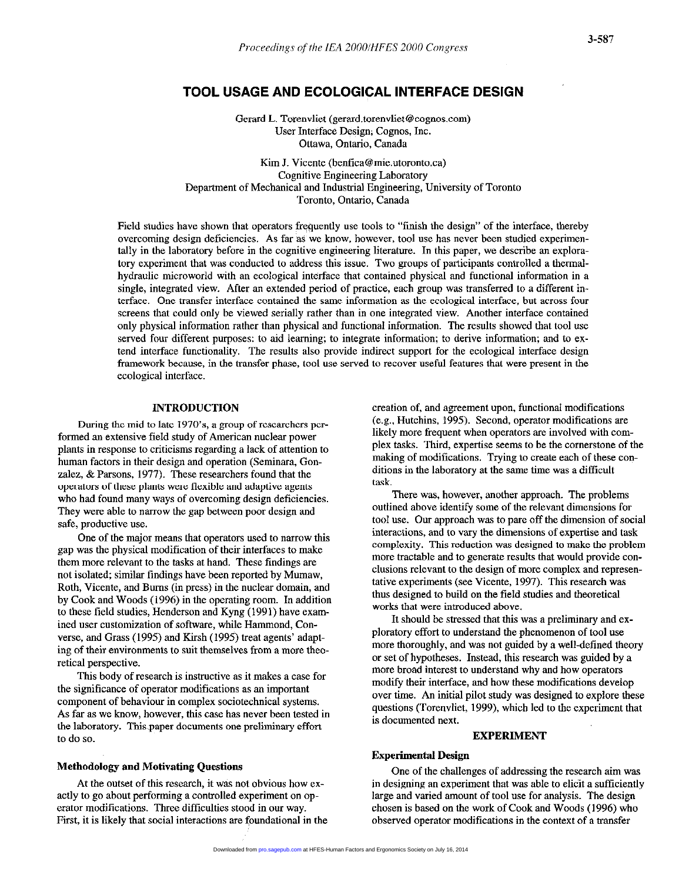# TOOL USAGE AND ECOLOGICAL INTERFACE DESIGN

Gerard L. Torenvliet (gerard.torenvliet@cognos.com)
User Interface Design; Cognos, Inc.
Ottawa, Ontario, Canada

Kim J. Vicente (benfica@mie.utoronto.ca)
Cognitive Engineering Laboratory
Department of Mechanical and Industrial Engineering, University of Toronto
Toronto, Ontario, Canada

Field studies have shown that operators frequently use tools to "finish the design" of the interface, thereby overcoming design deficiencies. As far as we know, however, tool use has never been studied experimentally in the laboratory before in the cognitive engineering literature. In this paper, we describe an exploratory experiment that was conducted to address this issue. Two groups of participants controlled a thermal-hydraulic microworld with an ecological interface that contained physical and functional information in a single, integrated view. After an extended period of practice, each group was transferred to a different interface. One transfer interface contained the same information as the ecological interface, but across four screens that could only be viewed serially rather than in one integrated view. Another interface contained only physical information rather than physical and functional information. The results showed that tool use served four different purposes: to aid learning; to integrate information; to derive information; and to extend interface functionality. The results also provide indirect support for the ecological interface design framework because, in the transfer phase, tool use served to recover useful features that were present in the ecological interface.

## INTRODUCTION

During the mid to late 1970's, a group of researchers performed an extensive field study of American nuclear power plants in response to criticisms regarding a lack of attention to human factors in their design and operation (Seminara, Gonzalez, & Parsons, 1977). These researchers found that the operators of these plants were flexible and adaptive agents who had found many ways of overcoming design deficiencies. They were able to narrow the gap between poor design and safe, productive use.

One of the major means that operators used to narrow this gap was the physical modification of their interfaces to make them more relevant to the tasks at hand. These findings are not isolated; similar findings have been reported by Mumaw, Roth, Vicente, and Burns (in press) in the nuclear domain, and by Cook and Woods (1996) in the operating room. In addition to these field studies, Henderson and Kyng (1991) have examined user customization of software, while Hammond, Converse, and Grass (1995) and Kirsh (1995) treat agents' adapting of their environments to suit themselves from a more theoretical perspective.

This body of research is instructive as it makes a case for the significance of operator modifications as an important component of behaviour in complex sociotechnical systems. As far as we know, however, this case has never been tested in the laboratory. This paper documents one preliminary effort to do so.

### Methodology and Motivating Questions

At the outset of this research, it was not obvious how exactly to go about performing a controlled experiment on operator modifications. Three difficulties stood in our way. First, it is likely that social interactions are foundational in the creation of, and agreement upon, functional modifications (e.g., Hutchins, 1995). Second, operator modifications are likely more frequent when operators are involved with complex tasks. Third, expertise seems to be the cornerstone of the making of modifications. Trying to create each of these conditions in the laboratory at the same time was a difficult task.

There was, however, another approach. The problems outlined above identify some of the relevant dimensions for tool use. Our approach was to pare off the dimension of social interactions, and to vary the dimensions of expertise and task complexity. This reduction was designed to make the problem more tractable and to generate results that would provide conclusions relevant to the design of more complex and representative experiments (see Vicente, 1997). This research was thus designed to build on the field studies and theoretical works that were introduced above.

It should be stressed that this was a preliminary and exploratory effort to understand the phenomenon of tool use more thoroughly, and was not guided by a well-defined theory or set of hypotheses. Instead, this research was guided by a more broad interest to understand why and how operators modify their interface, and how these modifications develop over time. An initial pilot study was designed to explore these questions (Torenvliet, 1999), which led to the experiment that is documented next.

## EXPERIMENT

### Experimental Design

One of the challenges of addressing the research aim was in designing an experiment that was able to elicit a sufficiently large and varied amount of tool use for analysis. The design chosen is based on the work of Cook and Woods (1996) who observed operator modifications in the context of a transfer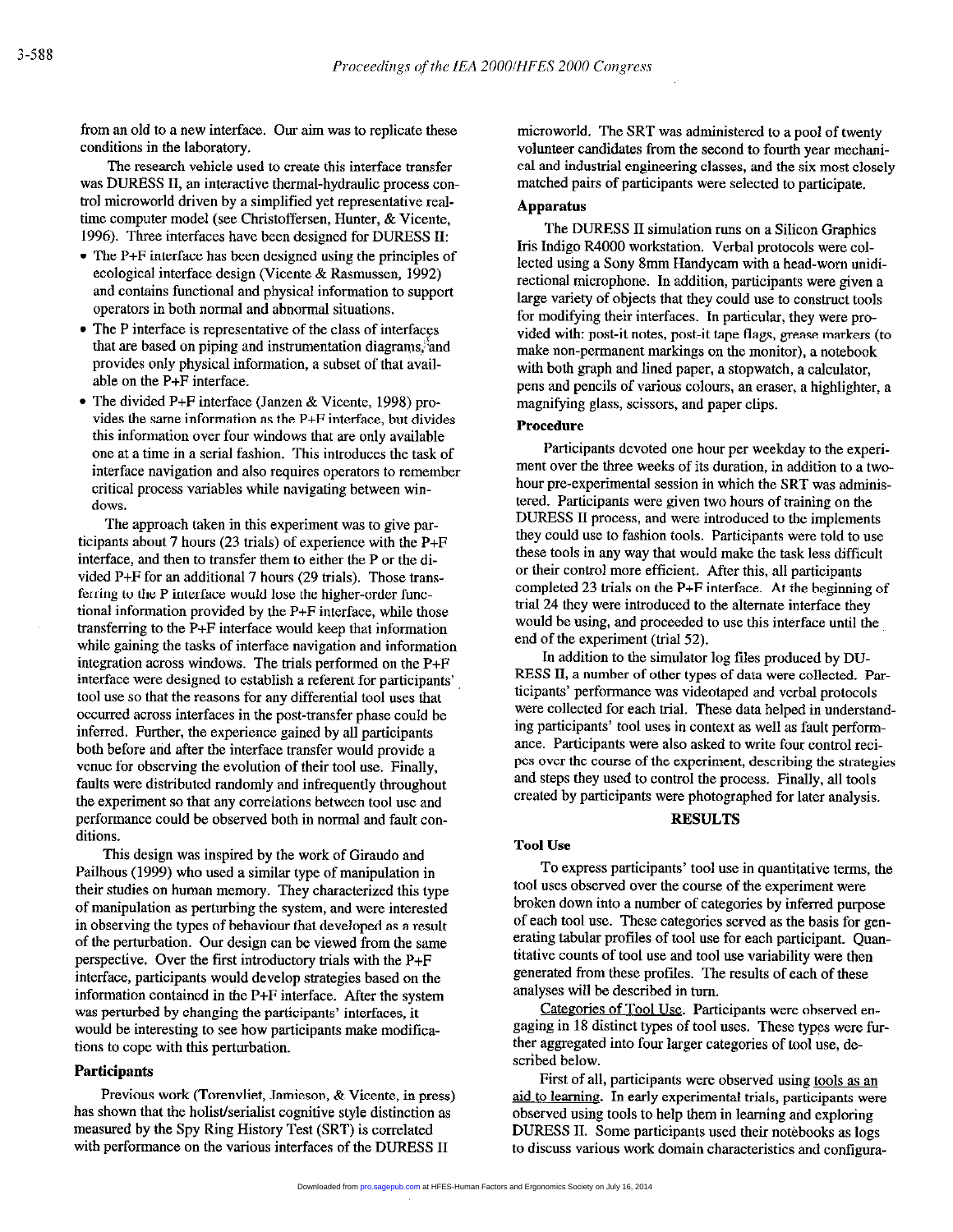from an old to a new interface. Our aim was to replicate these conditions in the laboratory.

The research vehicle used to create this interface transfer was DURESS II, an interactive thermal-hydraulic process control microworld driven by a simplified yet representative real-time computer model (see Christoffersen, Hunter, & Vicente, 1996). Three interfaces have been designed for DURESS II:

- The P+F interface has been designed using the principles of ecological interface design (Vicente & Rasmussen, 1992) and contains functional and physical information to support operators in both normal and abnormal situations.
- The P interface is representative of the class of interfaces that are based on piping and instrumentation diagrams, and provides only physical information, a subset of that available on the P+F interface.
- The divided P+F interface (Janzen & Vicente, 1998) provides the same information as the P+F interface, but divides this information over four windows that are only available one at a time in a serial fashion. This introduces the task of interface navigation and also requires operators to remember critical process variables while navigating between windows.

The approach taken in this experiment was to give participants about 7 hours (23 trials) of experience with the P+F interface, and then to transfer them to either the P or the divided P+F for an additional 7 hours (29 trials). Those transferring to the P interface would lose the higher-order functional information provided by the P+F interface, while those transferring to the P+F interface would keep that information while gaining the tasks of interface navigation and information integration across windows. The trials performed on the P+F interface were designed to establish a referent for participants' tool use so that the reasons for any differential tool uses that occurred across interfaces in the post-transfer phase could be inferred. Further, the experience gained by all participants both before and after the interface transfer would provide a venue for observing the evolution of their tool use. Finally, faults were distributed randomly and infrequently throughout the experiment so that any correlations between tool use and performance could be observed both in normal and fault conditions.

This design was inspired by the work of Giraudo and Pailhous (1999) who used a similar type of manipulation in their studies on human memory. They characterized this type of manipulation as perturbing the system, and were interested in observing the types of behaviour that developed as a result of the perturbation. Our design can be viewed from the same perspective. Over the first introductory trials with the P+F interface, participants would develop strategies based on the information contained in the P+F interface. After the system was perturbed by changing the participants' interfaces, it would be interesting to see how participants make modifications to cope with this perturbation.

### Participants

Previous work (Torenvliet, Jamieson, & Vicente, in press) has shown that the holist/serialist cognitive style distinction as measured by the Spy Ring History Test (SRT) is correlated with performance on the various interfaces of the DURESS II microworld. The SRT was administered to a pool of twenty volunteer candidates from the second to fourth year mechanical and industrial engineering classes, and the six most closely matched pairs of participants were selected to participate.

### Apparatus

The DURESS II simulation runs on a Silicon Graphics Iris Indigo R4000 workstation. Verbal protocols were collected using a Sony 8mm Handycam with a head-worn unidirectional microphone. In addition, participants were given a large variety of objects that they could use to construct tools for modifying their interfaces. In particular, they were provided with: post-it notes, post-it tape flags, grease markers (to make non-permanent markings on the monitor), a notebook with both graph and lined paper, a stopwatch, a calculator, pens and pencils of various colours, an eraser, a highlighter, a magnifying glass, scissors, and paper clips.

### Procedure

Participants devoted one hour per weekday to the experiment over the three weeks of its duration, in addition to a two-hour pre-experimental session in which the SRT was administered. Participants were given two hours of training on the DURESS II process, and were introduced to the implements they could use to fashion tools. Participants were told to use these tools in any way that would make the task less difficult or their control more efficient. After this, all participants completed 23 trials on the P+F interface. At the beginning of trial 24 they were introduced to the alternate interface they would be using, and proceeded to use this interface until the end of the experiment (trial 52).

In addition to the simulator log files produced by DURESS II, a number of other types of data were collected. Participants' performance was videotaped and verbal protocols were collected for each trial. These data helped in understanding participants' tool uses in context as well as fault performance. Participants were also asked to write four control recipes over the course of the experiment, describing the strategies and steps they used to control the process. Finally, all tools created by participants were photographed for later analysis.

## RESULTS

### Tool Use

To express participants' tool use in quantitative terms, the tool uses observed over the course of the experiment were broken down into a number of categories by inferred purpose of each tool use. These categories served as the basis for generating tabular profiles of tool use for each participant. Quantitative counts of tool use and tool use variability were then generated from these profiles. The results of each of these analyses will be described in turn.

Categories of Tool Use. Participants were observed engaging in 18 distinct types of tool uses. These types were further aggregated into four larger categories of tool use, described below.

First of all, participants were observed using tools as an aid to learning. In early experimental trials, participants were observed using tools to help them in learning and exploring DURESS II. Some participants used their notebooks as logs to discuss various work domain characteristics and configura-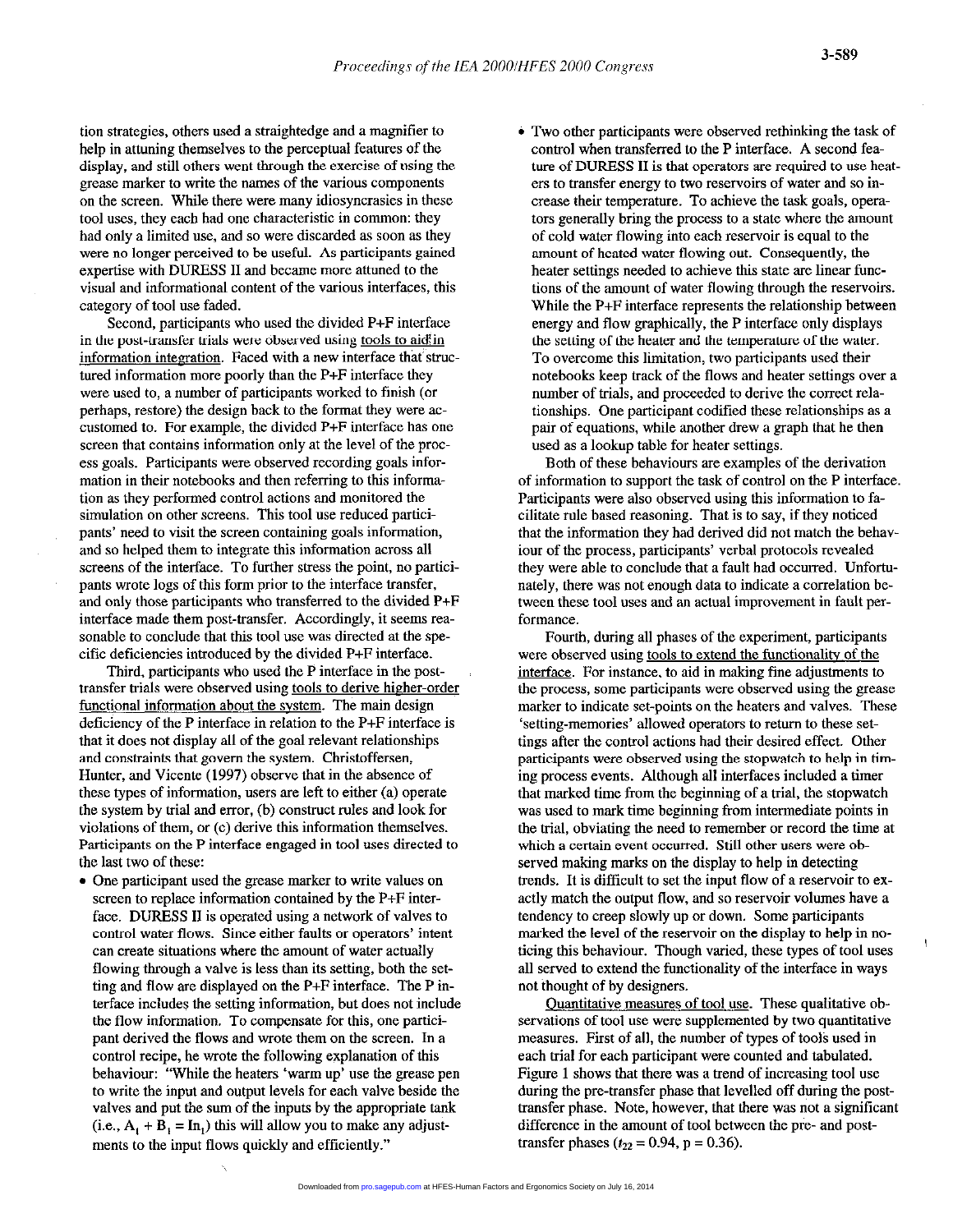tion strategies, others used a straightedge and a magnifier to help in attuning themselves to the perceptual features of the display, and still others went through the exercise of using the grease marker to write the names of the various components on the screen. While there were many idiosyncrasies in these tool uses, they each had one characteristic in common: they had only a limited use, and so were discarded as soon as they were no longer perceived to be useful. As participants gained expertise with DURESS II and became more attuned to the visual and informational content of the various interfaces, this category of tool use faded.

Second, participants who used the divided P+F interface in the post-transfer trials were observed using tools to aid in information integration. Faced with a new interface that structured information more poorly than the P+F interface they were used to, a number of participants worked to finish (or perhaps, restore) the design back to the format they were accustomed to. For example, the divided P+F interface has one screen that contains information only at the level of the process goals. Participants were observed recording goals information in their notebooks and then referring to this information as they performed control actions and monitored the simulation on other screens. This tool use reduced participants' need to visit the screen containing goals information, and so helped them to integrate this information across all screens of the interface. To further stress the point, no participants wrote logs of this form prior to the interface transfer, and only those participants who transferred to the divided P+F interface made them post-transfer. Accordingly, it seems reasonable to conclude that this tool use was directed at the specific deficiencies introduced by the divided P+F interface.

Third, participants who used the P interface in the post-transfer trials were observed using tools to derive higher-order functional information about the system. The main design deficiency of the P interface in relation to the P+F interface is that it does not display all of the goal relevant relationships and constraints that govern the system. Christoffersen, Hunter, and Vicente (1997) observe that in the absence of these types of information, users are left to either (a) operate the system by trial and error, (b) construct rules and look for violations of them, or (c) derive this information themselves. Participants on the P interface engaged in tool uses directed to the last two of these:

- One participant used the grease marker to write values on screen to replace information contained by the P+F interface. DURESS II is operated using a network of valves to control water flows. Since either faults or operators' intent can create situations where the amount of water actually flowing through a valve is less than its setting, both the setting and flow are displayed on the P+F interface. The P interface includes the setting information, but does not include the flow information. To compensate for this, one participant derived the flows and wrote them on the screen. In a control recipe, he wrote the following explanation of this behaviour: "While the heaters 'warm up' use the grease pen to write the input and output levels for each valve beside the valves and put the sum of the inputs by the appropriate tank (i.e., $A_1 + B_1 = In_1$) this will allow you to make any adjustments to the input flows quickly and efficiently."
- Two other participants were observed rethinking the task of control when transferred to the P interface. A second feature of DURESS II is that operators are required to use heaters to transfer energy to two reservoirs of water and so increase their temperature. To achieve the task goals, operators generally bring the process to a state where the amount of cold water flowing into each reservoir is equal to the amount of heated water flowing out. Consequently, the heater settings needed to achieve this state are linear functions of the amount of water flowing through the reservoirs. While the P+F interface represents the relationship between energy and flow graphically, the P interface only displays the setting of the heater and the temperature of the water. To overcome this limitation, two participants used their notebooks keep track of the flows and heater settings over a number of trials, and proceeded to derive the correct relationships. One participant codified these relationships as a pair of equations, while another drew a graph that he then used as a lookup table for heater settings.

Both of these behaviours are examples of the derivation of information to support the task of control on the P interface. Participants were also observed using this information to facilitate rule based reasoning. That is to say, if they noticed that the information they had derived did not match the behaviour of the process, participants' verbal protocols revealed they were able to conclude that a fault had occurred. Unfortunately, there was not enough data to indicate a correlation between these tool uses and an actual improvement in fault performance.

Fourth, during all phases of the experiment, participants were observed using tools to extend the functionality of the interface. For instance, to aid in making fine adjustments to the process, some participants were observed using the grease marker to indicate set-points on the heaters and valves. These 'setting-memories' allowed operators to return to these settings after the control actions had their desired effect. Other participants were observed using the stopwatch to help in timing process events. Although all interfaces included a timer that marked time from the beginning of a trial, the stopwatch was used to mark time beginning from intermediate points in the trial, obviating the need to remember or record the time at which a certain event occurred. Still other users were observed making marks on the display to help in detecting trends. It is difficult to set the input flow of a reservoir to exactly match the output flow, and so reservoir volumes have a tendency to creep slowly up or down. Some participants marked the level of the reservoir on the display to help in noticing this behaviour. Though varied, these types of tool uses all served to extend the functionality of the interface in ways not thought of by designers.

Quantitative measures of tool use. These qualitative observations of tool use were supplemented by two quantitative measures. First of all, the number of types of tools used in each trial for each participant were counted and tabulated. Figure 1 shows that there was a trend of increasing tool use during the pre-transfer phase that levelled off during the post-transfer phase. Note, however, that there was not a significant difference in the amount of tool between the pre- and post-transfer phases ($t_{22} = 0.94$, $p = 0.36$).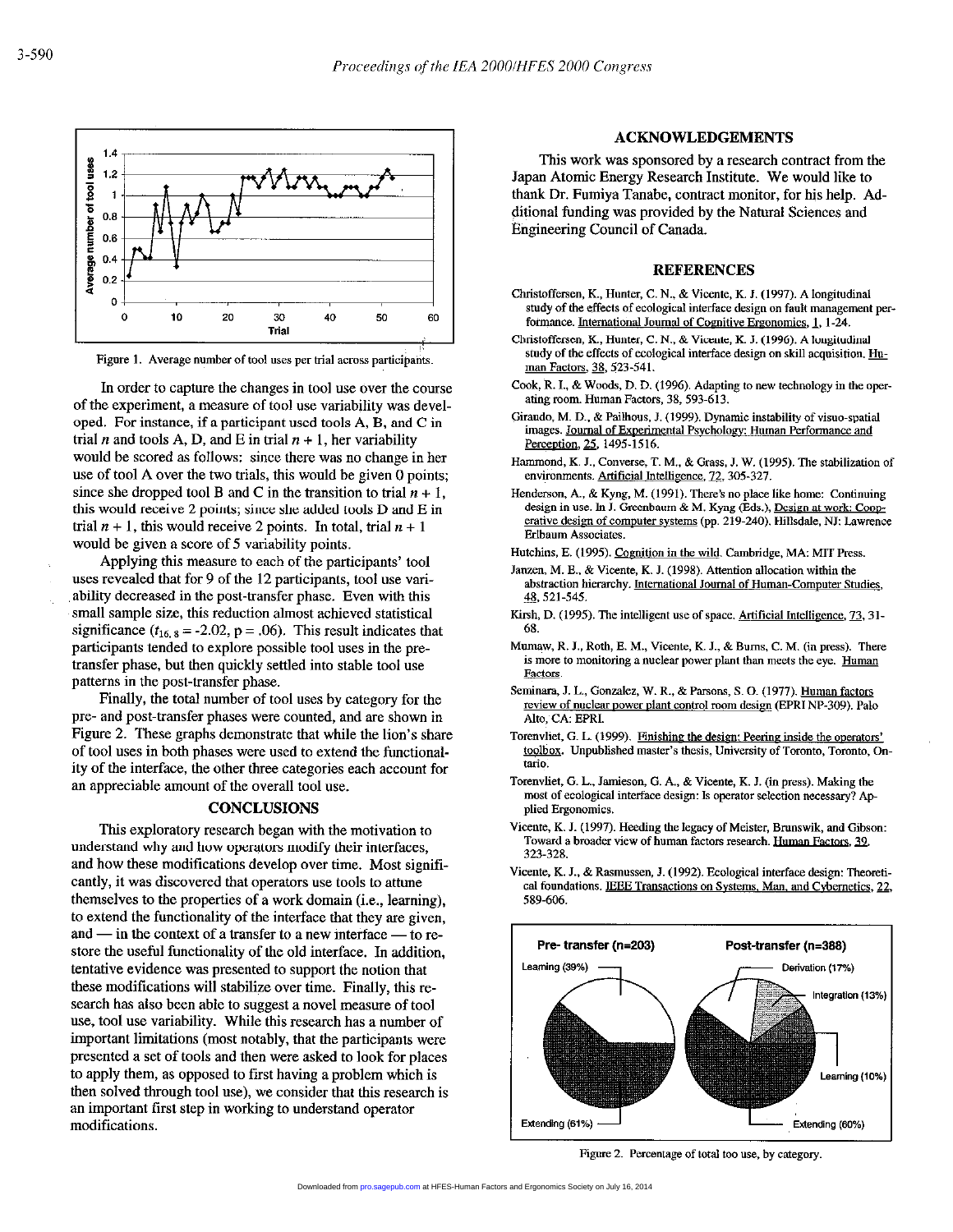1.4
1.2
1
0.8
0.6
0.4
0.2
0
Average number of tool uses
0 10 20 30 40 50 60
Trial

Figure 1. Average number of tool uses per trial across participants.

In order to capture the changes in tool use over the course of the experiment, a measure of tool use variability was developed. For instance, if a participant used tools A, B, and C in trial $n$ and tools A, D, and E in trial $n + 1$, her variability would be scored as follows: since there was no change in her use of tool A over the two trials, this would be given 0 points; since she dropped tool B and C in the transition to trial $n + 1$, this would receive 2 points; since she added tools D and E in trial $n + 1$, this would receive 2 points. In total, trial $n + 1$ would be given a score of 5 variability points.

Applying this measure to each of the participants' tool uses revealed that for 9 of the 12 participants, tool use variability decreased in the post-transfer phase. Even with this small sample size, this reduction almost achieved statistical significance ($t_{16.8} = -2.02$, $p = .06$). This result indicates that participants tended to explore possible tool uses in the pre-transfer phase, but then quickly settled into stable tool use patterns in the post-transfer phase.

Finally, the total number of tool uses by category for the pre- and post-transfer phases were counted, and are shown in Figure 2. These graphs demonstrate that while the lion's share of tool uses in both phases were used to extend the functionality of the interface, the other three categories each account for an appreciable amount of the overall tool use.

## CONCLUSIONS

This exploratory research began with the motivation to understand why and how operators modify their interfaces, and how these modifications develop over time. Most significantly, it was discovered that operators use tools to attune themselves to the properties of a work domain (i.e., learning), to extend the functionality of the interface that they are given, and — in the context of a transfer to a new interface — to restore the useful functionality of the old interface. In addition, tentative evidence was presented to support the notion that these modifications will stabilize over time. Finally, this research has also been able to suggest a novel measure of tool use, tool use variability. While this research has a number of important limitations (most notably, that the participants were presented a set of tools and then were asked to look for places to apply them, as opposed to first having a problem which is then solved through tool use), we consider that this research is an important first step in working to understand operator modifications.

## ACKNOWLEDGEMENTS

This work was sponsored by a research contract from the Japan Atomic Energy Research Institute. We would like to thank Dr. Fumiya Tanabe, contract monitor, for his help. Additional funding was provided by the Natural Sciences and Engineering Council of Canada.

## REFERENCES

Christoffersen, K., Hunter, C. N., & Vicente, K. J. (1997). A longitudinal study of the effects of ecological interface design on fault management performance. International Journal of Cognitive Ergonomics, 1, 1-24.

Christoffersen, K., Hunter, C. N., & Vicente, K. J. (1996). A longitudinal study of the effects of ecological interface design on skill acquisition. Human Factors, 38, 523-541.

Cook, R. I., & Woods, D. D. (1996). Adapting to new technology in the operating room. Human Factors, 38, 593-613.

Girardo, M. D., & Pailhous, J. (1999). Dynamic instability of visuo-spatial images. Journal of Experimental Psychology: Human Performance and Perception, 25, 1495-1516.

Hammond, K. J., Converse, T. M., & Grass, J. W. (1995). The stabilization of environments. Artificial Intelligence, 72, 305-327.

Henderson, A., & Kyng, M. (1991). There's no place like home: Continuing design in use. In J. Greenbaum & M. Kyng (Eds.), Design at work: Cooperative design of computer systems (pp. 219-240). Hillsdale, NJ: Lawrence Erlbaum Associates.

Hutchins, E. (1995). Cognition in the wild. Cambridge, MA: MIT Press.

Janzen, M. E., & Vicente, K. J. (1998). Attention allocation within the abstraction hierarchy. International Journal of Human-Computer Studies, 48, 521-545.

Kirsh, D. (1995). The intelligent use of space. Artificial Intelligence, 73, 31-68.

Mumaw, R. J., Roth, E. M., Vicente, K. J., & Burns, C. M. (in press). There is more to monitoring a nuclear power plant than meets the eye. Human Factors.

Seminara, J. L., Gonzalez, W. R., & Parsons, S. O. (1977). Human factors review of nuclear power plant control room design (EPRI NP-309). Palo Alto, CA: EPRI.

Torenvliet, G. L. (1999). Finishing the design: Peering inside the operators' toolbox. Unpublished master's thesis, University of Toronto, Toronto, Ontario.

Torenvliet, G. L., Jamieson, G. A., & Vicente, K. J. (in press). Making the most of ecological interface design: Is operator selection necessary? Applied Ergonomics.

Vicente, K. J. (1997). Heeding the legacy of Meister, Brunswik, and Gibson: Toward a broader view of human factors research. Human Factors, 39, 323-328.

Vicente, K. J., & Rasmussen, J. (1992). Ecological interface design: Theoretical foundations. IEEE Transactions on Systems, Man, and Cybernetics, 22, 589-606.

Pre- transfer (n=203)
Learning (39%)
Extending (61%)

Post-transfer (n=388)
Derivation (17%)
Integration (13%)
Learning (10%)
Extending (60%)

Figure 2. Percentage of total too use, by category.